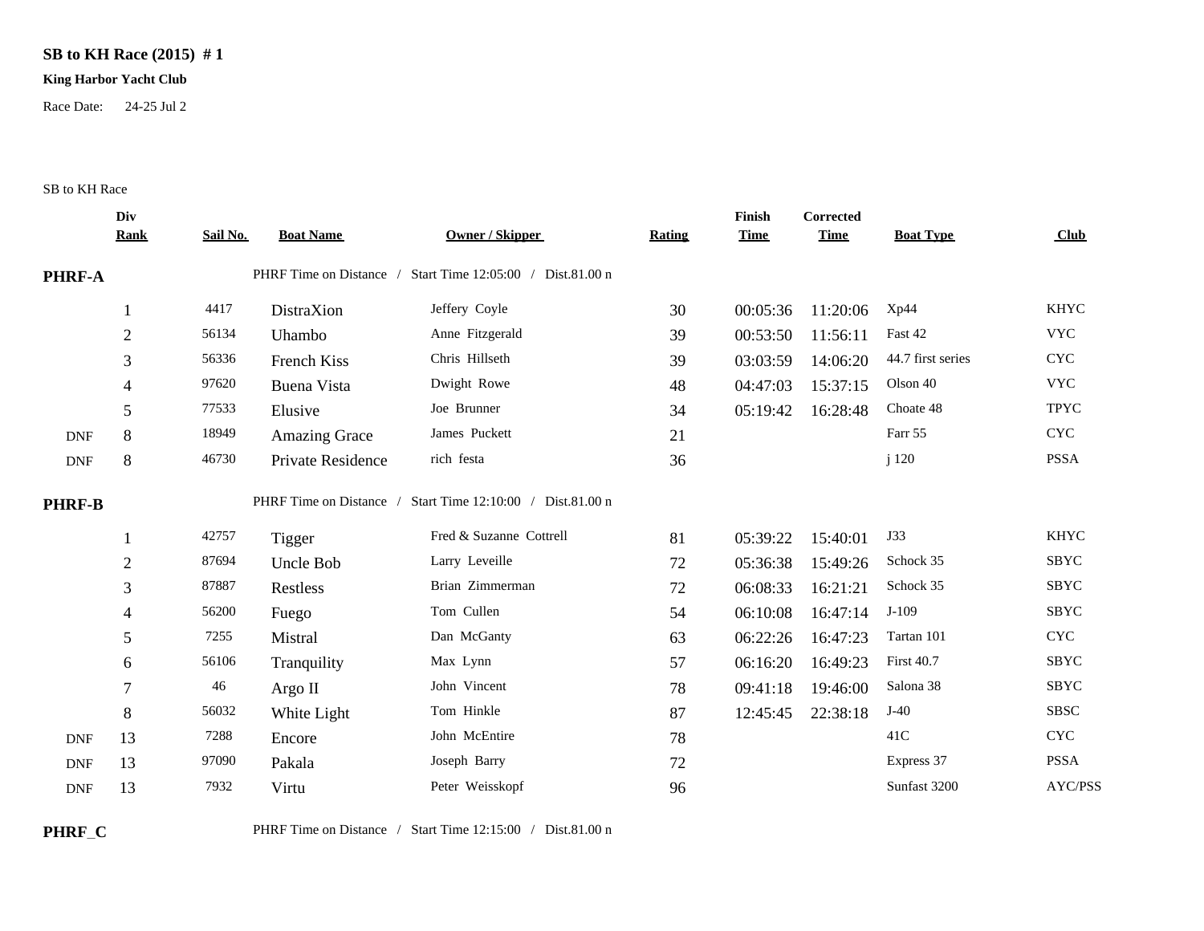**SB to KH Race (2015) # 1**

**King Harbor Yacht Club**

Race Date: 24-25 Jul 2

SB to KH Race

| | Div Rank | Sail No. | Boat Name | Owner / Skipper | Rating | Finish Time | Corrected Time | Boat Type | Club |
|---|---|---|---|---|---|---|---|---|---|
| **PHRF-A** | | | PHRF Time on Distance / Start Time 12:05:00 / Dist.81.00 n | | | | | | |
| | 1 | 4417 | DistraXion | Jeffery Coyle | 30 | 00:05:36 | 11:20:06 | Xp44 | KHYC |
| | 2 | 56134 | Uhambo | Anne Fitzgerald | 39 | 00:53:50 | 11:56:11 | Fast 42 | VYC |
| | 3 | 56336 | French Kiss | Chris Hillseth | 39 | 03:03:59 | 14:06:20 | 44.7 first series | CYC |
| | 4 | 97620 | Buena Vista | Dwight Rowe | 48 | 04:47:03 | 15:37:15 | Olson 40 | VYC |
| | 5 | 77533 | Elusive | Joe Brunner | 34 | 05:19:42 | 16:28:48 | Choate 48 | TPYC |
| DNF | 8 | 18949 | Amazing Grace | James Puckett | 21 | | | Farr 55 | CYC |
| DNF | 8 | 46730 | Private Residence | rich festa | 36 | | | j 120 | PSSA |
| **PHRF-B** | | | PHRF Time on Distance / Start Time 12:10:00 / Dist.81.00 n | | | | | | |
| | 1 | 42757 | Tigger | Fred & Suzanne Cottrell | 81 | 05:39:22 | 15:40:01 | J33 | KHYC |
| | 2 | 87694 | Uncle Bob | Larry Leveille | 72 | 05:36:38 | 15:49:26 | Schock 35 | SBYC |
| | 3 | 87887 | Restless | Brian Zimmerman | 72 | 06:08:33 | 16:21:21 | Schock 35 | SBYC |
| | 4 | 56200 | Fuego | Tom Cullen | 54 | 06:10:08 | 16:47:14 | J-109 | SBYC |
| | 5 | 7255 | Mistral | Dan McGanty | 63 | 06:22:26 | 16:47:23 | Tartan 101 | CYC |
| | 6 | 56106 | Tranquility | Max Lynn | 57 | 06:16:20 | 16:49:23 | First 40.7 | SBYC |
| | 7 | 46 | Argo II | John Vincent | 78 | 09:41:18 | 19:46:00 | Salona 38 | SBYC |
| | 8 | 56032 | White Light | Tom Hinkle | 87 | 12:45:45 | 22:38:18 | J-40 | SBSC |
| DNF | 13 | 7288 | Encore | John McEntire | 78 | | | 41C | CYC |
| DNF | 13 | 97090 | Pakala | Joseph Barry | 72 | | | Express 37 | PSSA |
| DNF | 13 | 7932 | Virtu | Peter Weisskopf | 96 | | | Sunfast 3200 | AYC/PSS |
| **PHRF_C** | | | PHRF Time on Distance / Start Time 12:15:00 / Dist.81.00 n | | | | | | |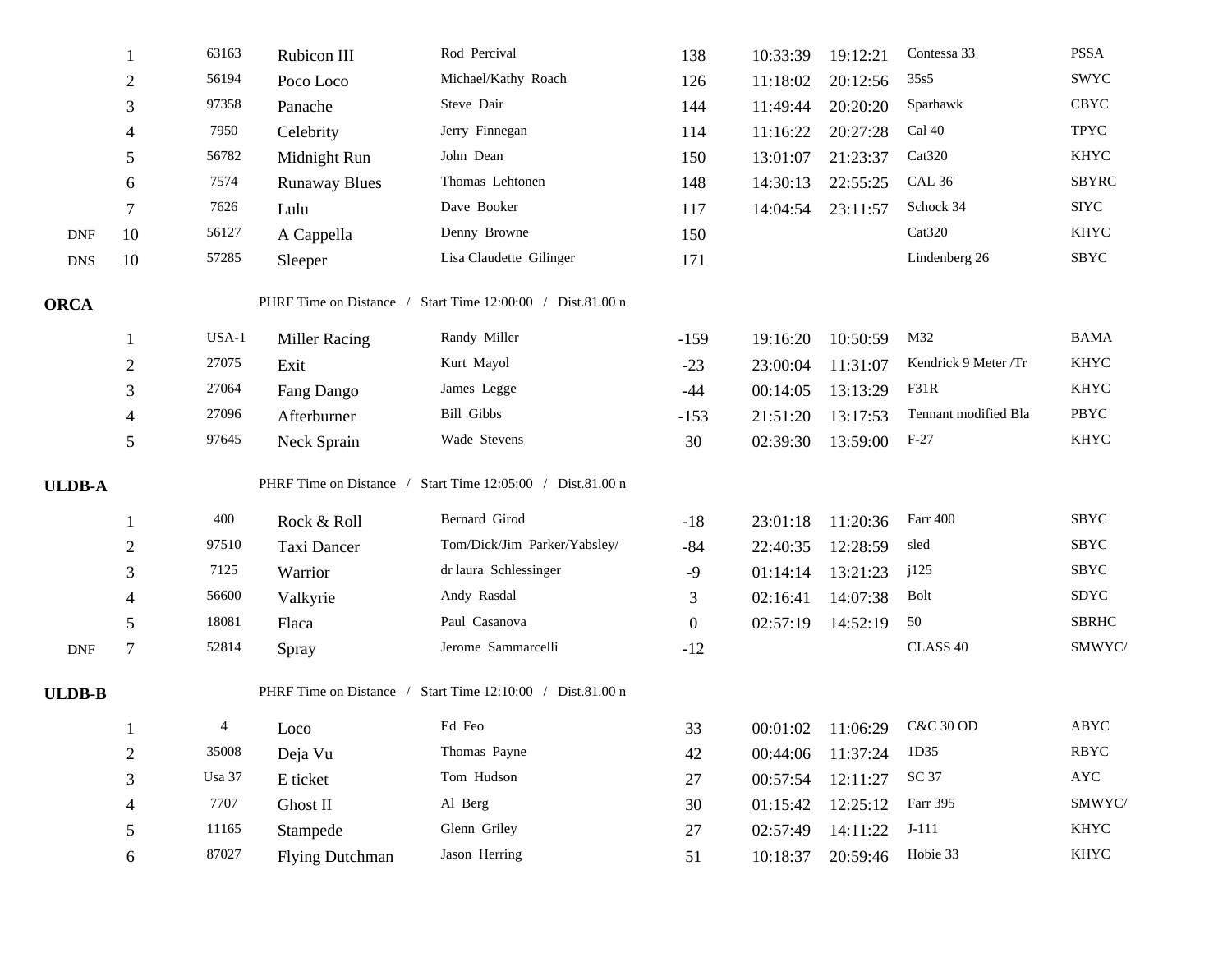| | | | | | | | | | |
|---|---|---|---|---|---|---|---|---|---|
| | 1 | 63163 | Rubicon III | Rod Percival | 138 | 10:33:39 | 19:12:21 | Contessa 33 | PSSA |
| | 2 | 56194 | Poco Loco | Michael/Kathy Roach | 126 | 11:18:02 | 20:12:56 | 35s5 | SWYC |
| | 3 | 97358 | Panache | Steve Dair | 144 | 11:49:44 | 20:20:20 | Sparhawk | CBYC |
| | 4 | 7950 | Celebrity | Jerry Finnegan | 114 | 11:16:22 | 20:27:28 | Cal 40 | TPYC |
| | 5 | 56782 | Midnight Run | John Dean | 150 | 13:01:07 | 21:23:37 | Cat320 | KHYC |
| | 6 | 7574 | Runaway Blues | Thomas Lehtonen | 148 | 14:30:13 | 22:55:25 | CAL 36' | SBYRC |
| | 7 | 7626 | Lulu | Dave Booker | 117 | 14:04:54 | 23:11:57 | Schock 34 | SIYC |
| DNF | 10 | 56127 | A Cappella | Denny Browne | 150 | | | Cat320 | KHYC |
| DNS | 10 | 57285 | Sleeper | Lisa Claudette Gilinger | 171 | | | Lindenberg 26 | SBYC |

**ORCA** PHRF Time on Distance / Start Time 12:00:00 / Dist.81.00 n

| | | | | | | | | | |
|---|---|---|---|---|---|---|---|---|---|
| | 1 | USA-1 | Miller Racing | Randy Miller | -159 | 19:16:20 | 10:50:59 | M32 | BAMA |
| | 2 | 27075 | Exit | Kurt Mayol | -23 | 23:00:04 | 11:31:07 | Kendrick 9 Meter /Tr | KHYC |
| | 3 | 27064 | Fang Dango | James Legge | -44 | 00:14:05 | 13:13:29 | F31R | KHYC |
| | 4 | 27096 | Afterburner | Bill Gibbs | -153 | 21:51:20 | 13:17:53 | Tennant modified Bla | PBYC |
| | 5 | 97645 | Neck Sprain | Wade Stevens | 30 | 02:39:30 | 13:59:00 | F-27 | KHYC |

**ULDB-A** PHRF Time on Distance / Start Time 12:05:00 / Dist.81.00 n

| | | | | | | | | | |
|---|---|---|---|---|---|---|---|---|---|
| | 1 | 400 | Rock & Roll | Bernard Girod | -18 | 23:01:18 | 11:20:36 | Farr 400 | SBYC |
| | 2 | 97510 | Taxi Dancer | Tom/Dick/Jim Parker/Yabsley/ | -84 | 22:40:35 | 12:28:59 | sled | SBYC |
| | 3 | 7125 | Warrior | dr laura Schlessinger | -9 | 01:14:14 | 13:21:23 | j125 | SBYC |
| | 4 | 56600 | Valkyrie | Andy Rasdal | 3 | 02:16:41 | 14:07:38 | Bolt | SDYC |
| | 5 | 18081 | Flaca | Paul Casanova | 0 | 02:57:19 | 14:52:19 | 50 | SBRHC |
| DNF | 7 | 52814 | Spray | Jerome Sammarcelli | -12 | | | CLASS 40 | SMWYC/ |

**ULDB-B** PHRF Time on Distance / Start Time 12:10:00 / Dist.81.00 n

| | | | | | | | | | |
|---|---|---|---|---|---|---|---|---|---|
| | 1 | 4 | Loco | Ed Feo | 33 | 00:01:02 | 11:06:29 | C&C 30 OD | ABYC |
| | 2 | 35008 | Deja Vu | Thomas Payne | 42 | 00:44:06 | 11:37:24 | 1D35 | RBYC |
| | 3 | Usa 37 | E ticket | Tom Hudson | 27 | 00:57:54 | 12:11:27 | SC 37 | AYC |
| | 4 | 7707 | Ghost II | Al Berg | 30 | 01:15:42 | 12:25:12 | Farr 395 | SMWYC/ |
| | 5 | 11165 | Stampede | Glenn Griley | 27 | 02:57:49 | 14:11:22 | J-111 | KHYC |
| | 6 | 87027 | Flying Dutchman | Jason Herring | 51 | 10:18:37 | 20:59:46 | Hobie 33 | KHYC |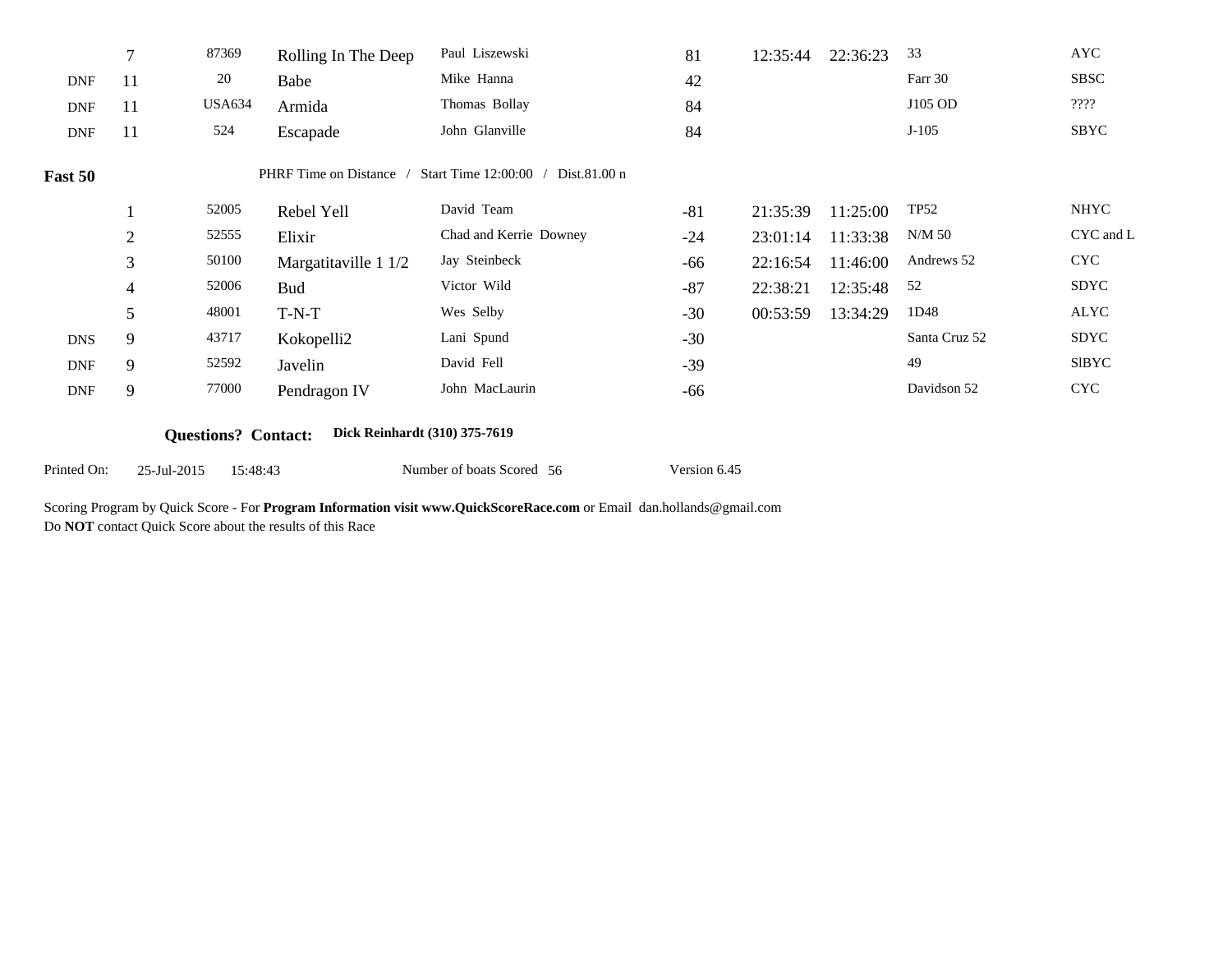| | | | | | | | | | |
|---|---|---|---|---|---|---|---|---|---|
| | 7 | 87369 | Rolling In The Deep | Paul Liszewski | 81 | 12:35:44 | 22:36:23 | 33 | AYC |
| DNF | 11 | 20 | Babe | Mike Hanna | 42 | | | Farr 30 | SBSC |
| DNF | 11 | USA634 | Armida | Thomas Bollay | 84 | | | J105 OD | ???? |
| DNF | 11 | 524 | Escapade | John Glanville | 84 | | | J-105 | SBYC |

**Fast 50** PHRF Time on Distance / Start Time 12:00:00 / Dist.81.00 n

| | | | | | | | | | |
|---|---|---|---|---|---|---|---|---|---|
| | 1 | 52005 | Rebel Yell | David Team | -81 | 21:35:39 | 11:25:00 | TP52 | NHYC |
| | 2 | 52555 | Elixir | Chad and Kerrie Downey | -24 | 23:01:14 | 11:33:38 | N/M 50 | CYC and L |
| | 3 | 50100 | Margatitaville 1 1/2 | Jay Steinbeck | -66 | 22:16:54 | 11:46:00 | Andrews 52 | CYC |
| | 4 | 52006 | Bud | Victor Wild | -87 | 22:38:21 | 12:35:48 | 52 | SDYC |
| | 5 | 48001 | T-N-T | Wes Selby | -30 | 00:53:59 | 13:34:29 | 1D48 | ALYC |
| DNS | 9 | 43717 | Kokopelli2 | Lani Spund | -30 | | | Santa Cruz 52 | SDYC |
| DNF | 9 | 52592 | Javelin | David Fell | -39 | | | 49 | SlBYC |
| DNF | 9 | 77000 | Pendragon IV | John MacLaurin | -66 | | | Davidson 52 | CYC |

**Questions? Contact: Dick Reinhardt (310) 375-7619**

Printed On: 25-Jul-2015 15:48:43 Number of boats Scored 56 Version 6.45

Scoring Program by Quick Score - For **Program Information visit www.QuickScoreRace.com** or Email dan.hollands@gmail.com
Do **NOT** contact Quick Score about the results of this Race